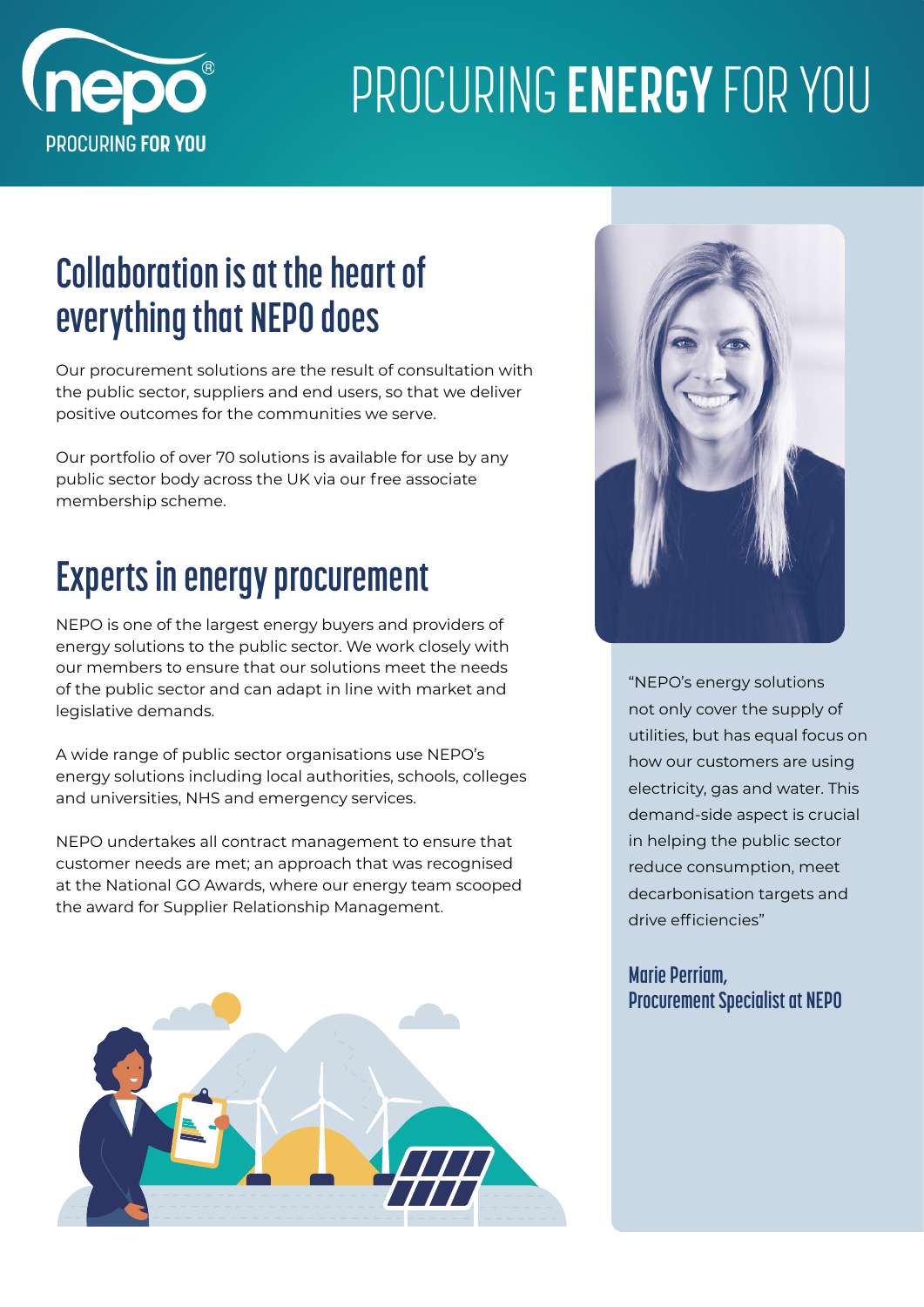nepo®
PROCURING **FOR YOU**

# PROCURING **ENERGY** FOR YOU

## Collaboration is at the heart of everything that NEPO does

Our procurement solutions are the result of consultation with the public sector, suppliers and end users, so that we deliver positive outcomes for the communities we serve.

Our portfolio of over 70 solutions is available for use by any public sector body across the UK via our free associate membership scheme.

## Experts in energy procurement

NEPO is one of the largest energy buyers and providers of energy solutions to the public sector. We work closely with our members to ensure that our solutions meet the needs of the public sector and can adapt in line with market and legislative demands.

A wide range of public sector organisations use NEPO's energy solutions including local authorities, schools, colleges and universities, NHS and emergency services.

NEPO undertakes all contract management to ensure that customer needs are met; an approach that was recognised at the National GO Awards, where our energy team scooped the award for Supplier Relationship Management.

"NEPO's energy solutions not only cover the supply of utilities, but has equal focus on how our customers are using electricity, gas and water. This demand-side aspect is crucial in helping the public sector reduce consumption, meet decarbonisation targets and drive efficiencies"

**Marie Perriam, Procurement Specialist at NEPO**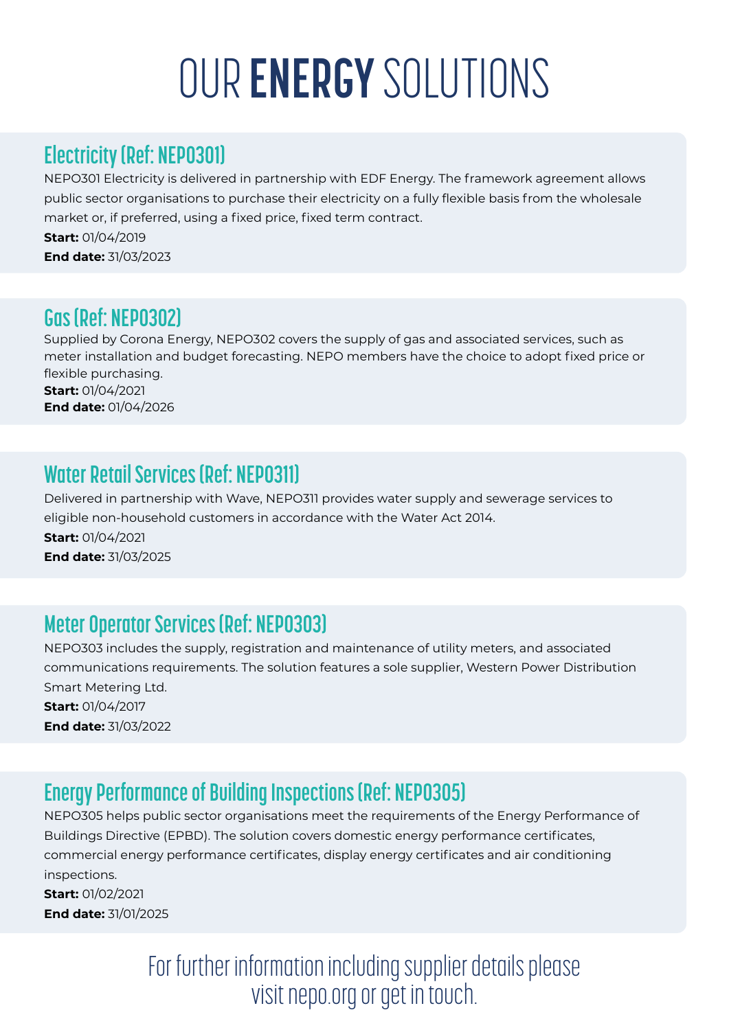# OUR **ENERGY** SOLUTIONS

## Electricity (Ref: NEPO301)

NEPO301 Electricity is delivered in partnership with EDF Energy. The framework agreement allows public sector organisations to purchase their electricity on a fully flexible basis from the wholesale market or, if preferred, using a fixed price, fixed term contract.

**Start:** 01/04/2019
**End date:** 31/03/2023

## Gas (Ref: NEPO302)

Supplied by Corona Energy, NEPO302 covers the supply of gas and associated services, such as meter installation and budget forecasting. NEPO members have the choice to adopt fixed price or flexible purchasing.

**Start:** 01/04/2021
**End date:** 01/04/2026

## Water Retail Services (Ref: NEPO311)

Delivered in partnership with Wave, NEPO311 provides water supply and sewerage services to eligible non-household customers in accordance with the Water Act 2014.

**Start:** 01/04/2021
**End date:** 31/03/2025

## Meter Operator Services (Ref: NEPO303)

NEPO303 includes the supply, registration and maintenance of utility meters, and associated communications requirements. The solution features a sole supplier, Western Power Distribution Smart Metering Ltd.

**Start:** 01/04/2017
**End date:** 31/03/2022

## Energy Performance of Building Inspections (Ref: NEPO305)

NEPO305 helps public sector organisations meet the requirements of the Energy Performance of Buildings Directive (EPBD). The solution covers domestic energy performance certificates, commercial energy performance certificates, display energy certificates and air conditioning inspections.

**Start:** 01/02/2021
**End date:** 31/01/2025

For further information including supplier details please visit nepo.org or get in touch.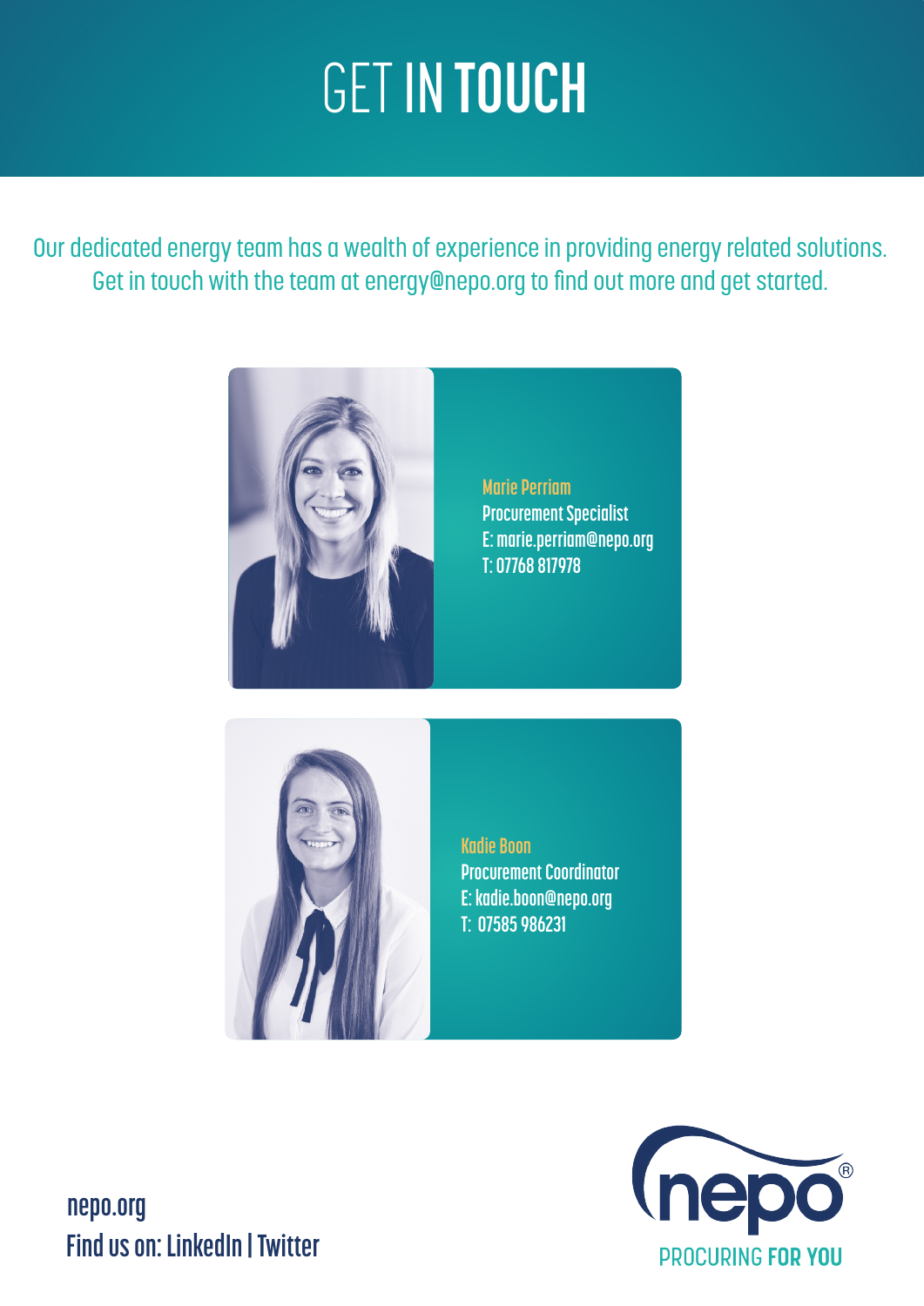# GET IN TOUCH

Our dedicated energy team has a wealth of experience in providing energy related solutions. Get in touch with the team at energy@nepo.org to find out more and get started.

**Marie Perriam**
Procurement Specialist
E: marie.perriam@nepo.org
T: 07768 817978

**Kadie Boon**
Procurement Coordinator
E: kadie.boon@nepo.org
T: 07585 986231

nepo.org
Find us on: LinkedIn | Twitter

nepo®
PROCURING **FOR YOU**